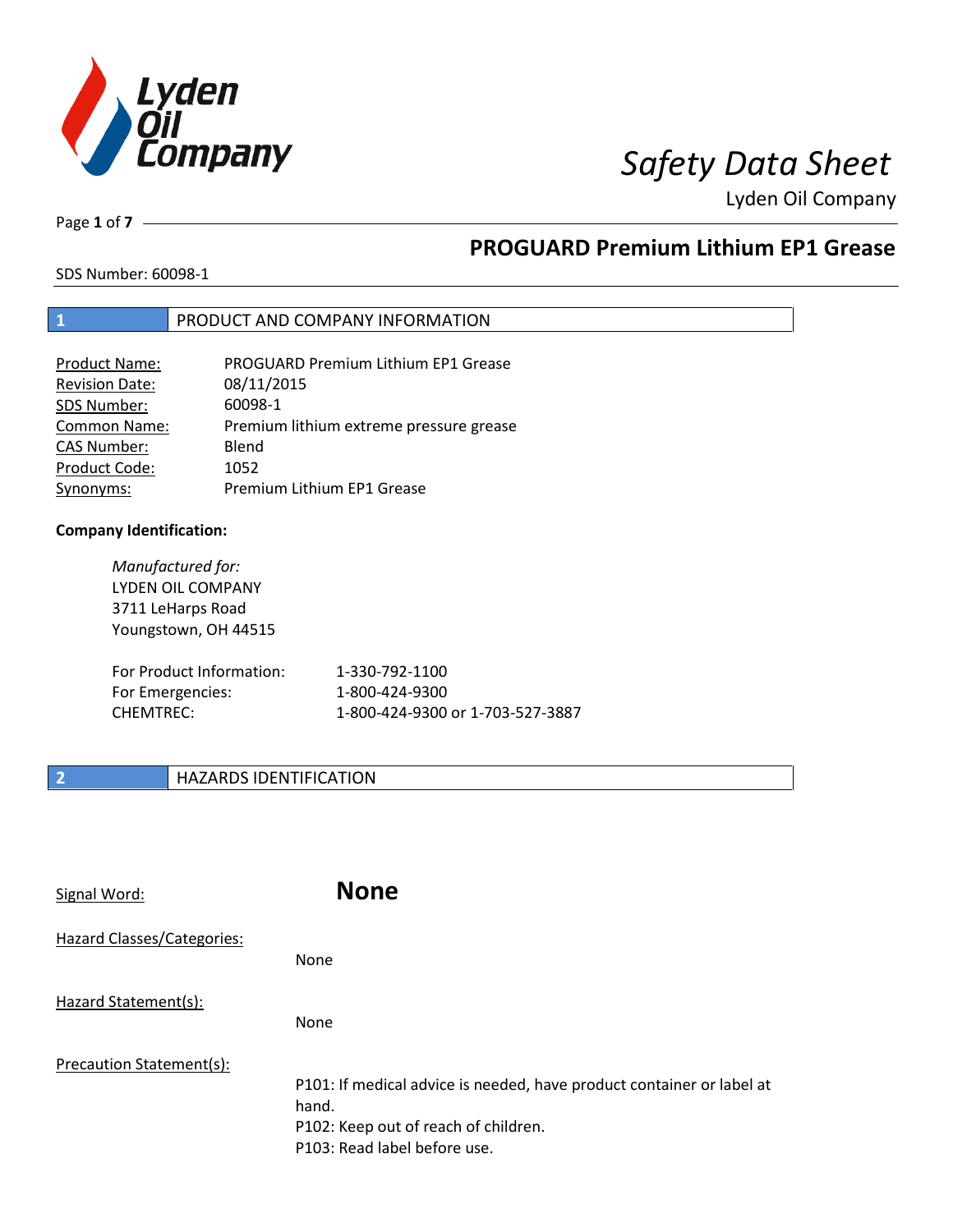# Safety Data Sheet

Lyden Oil Company

## PROGUARD Premium Lithium EP1 Grease

SDS Number: 60098-1

## 1 PRODUCT AND COMPANY INFORMATION

| | |
|---|---|
| Product Name: | PROGUARD Premium Lithium EP1 Grease |
| Revision Date: | 08/11/2015 |
| SDS Number: | 60098-1 |
| Common Name: | Premium lithium extreme pressure grease |
| CAS Number: | Blend |
| Product Code: | 1052 |
| Synonyms: | Premium Lithium EP1 Grease |

**Company Identification:**

*Manufactured for:*
LYDEN OIL COMPANY
3711 LeHarps Road
Youngstown, OH 44515

| | |
|---|---|
| For Product Information: | 1-330-792-1100 |
| For Emergencies: | 1-800-424-9300 |
| CHEMTREC: | 1-800-424-9300 or 1-703-527-3887 |

## 2 HAZARDS IDENTIFICATION

Signal Word: **None**

Hazard Classes/Categories:

None

Hazard Statement(s):

None

Precaution Statement(s):

P101: If medical advice is needed, have product container or label at hand.
P102: Keep out of reach of children.
P103: Read label before use.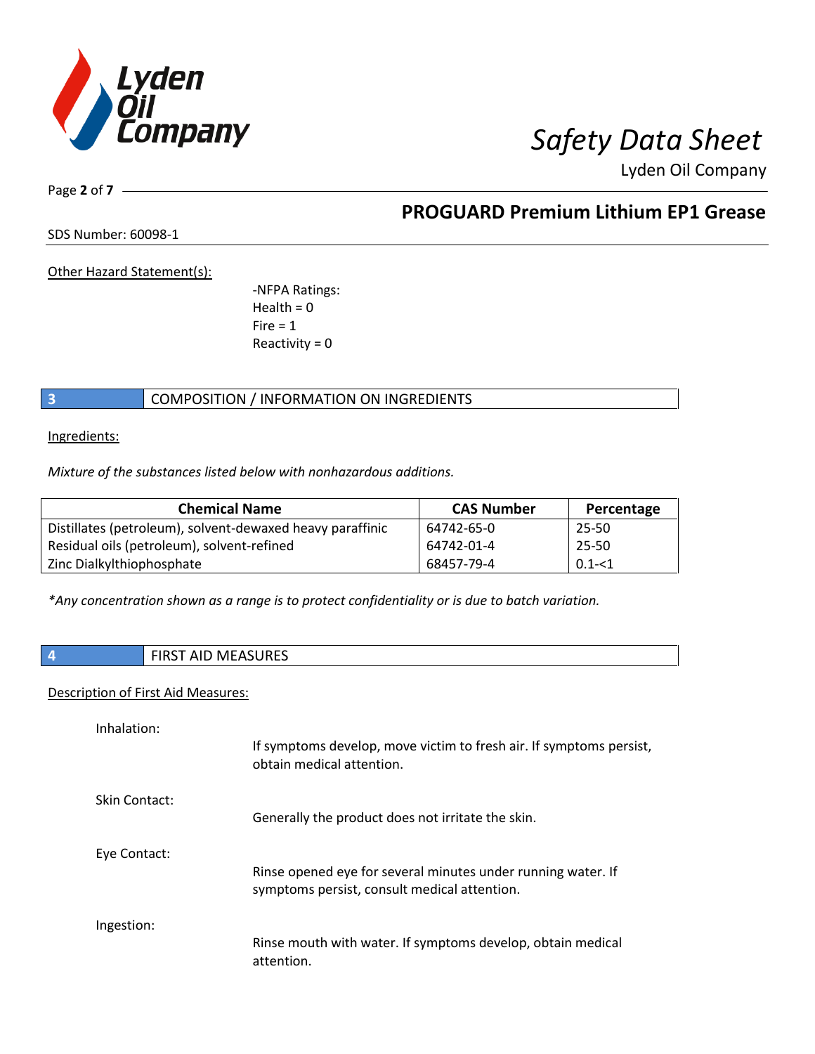Other Hazard Statement(s):

-NFPA Ratings:
Health = 0
Fire = 1
Reactivity = 0

## 3 COMPOSITION / INFORMATION ON INGREDIENTS

Ingredients:

*Mixture of the substances listed below with nonhazardous additions.*

| Chemical Name | CAS Number | Percentage |
|---|---|---|
| Distillates (petroleum), solvent-dewaxed heavy paraffinic | 64742-65-0 | 25-50 |
| Residual oils (petroleum), solvent-refined | 64742-01-4 | 25-50 |
| Zinc Dialkylthiophosphate | 68457-79-4 | 0.1-<1 |

*\*Any concentration shown as a range is to protect confidentiality or is due to batch variation.*

## 4 FIRST AID MEASURES

Description of First Aid Measures:

Inhalation:
If symptoms develop, move victim to fresh air. If symptoms persist, obtain medical attention.

Skin Contact:
Generally the product does not irritate the skin.

Eye Contact:
Rinse opened eye for several minutes under running water. If symptoms persist, consult medical attention.

Ingestion:
Rinse mouth with water. If symptoms develop, obtain medical attention.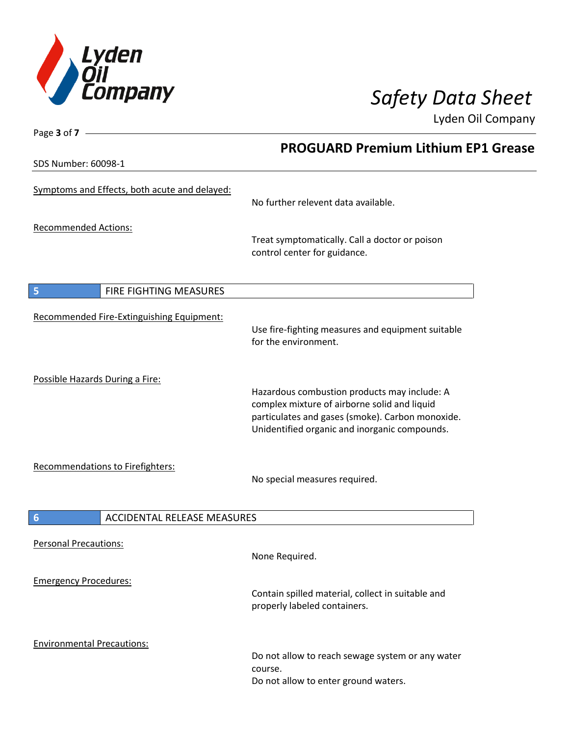Symptoms and Effects, both acute and delayed:

No further relevent data available.

Recommended Actions:

Treat symptomatically. Call a doctor or poison control center for guidance.

## 5 FIRE FIGHTING MEASURES

Recommended Fire-Extinguishing Equipment:

Use fire-fighting measures and equipment suitable for the environment.

Possible Hazards During a Fire:

Hazardous combustion products may include: A complex mixture of airborne solid and liquid particulates and gases (smoke). Carbon monoxide. Unidentified organic and inorganic compounds.

Recommendations to Firefighters:

No special measures required.

## 6 ACCIDENTAL RELEASE MEASURES

Personal Precautions:

None Required.

Emergency Procedures:

Contain spilled material, collect in suitable and properly labeled containers.

Environmental Precautions:

Do not allow to reach sewage system or any water course.
Do not allow to enter ground waters.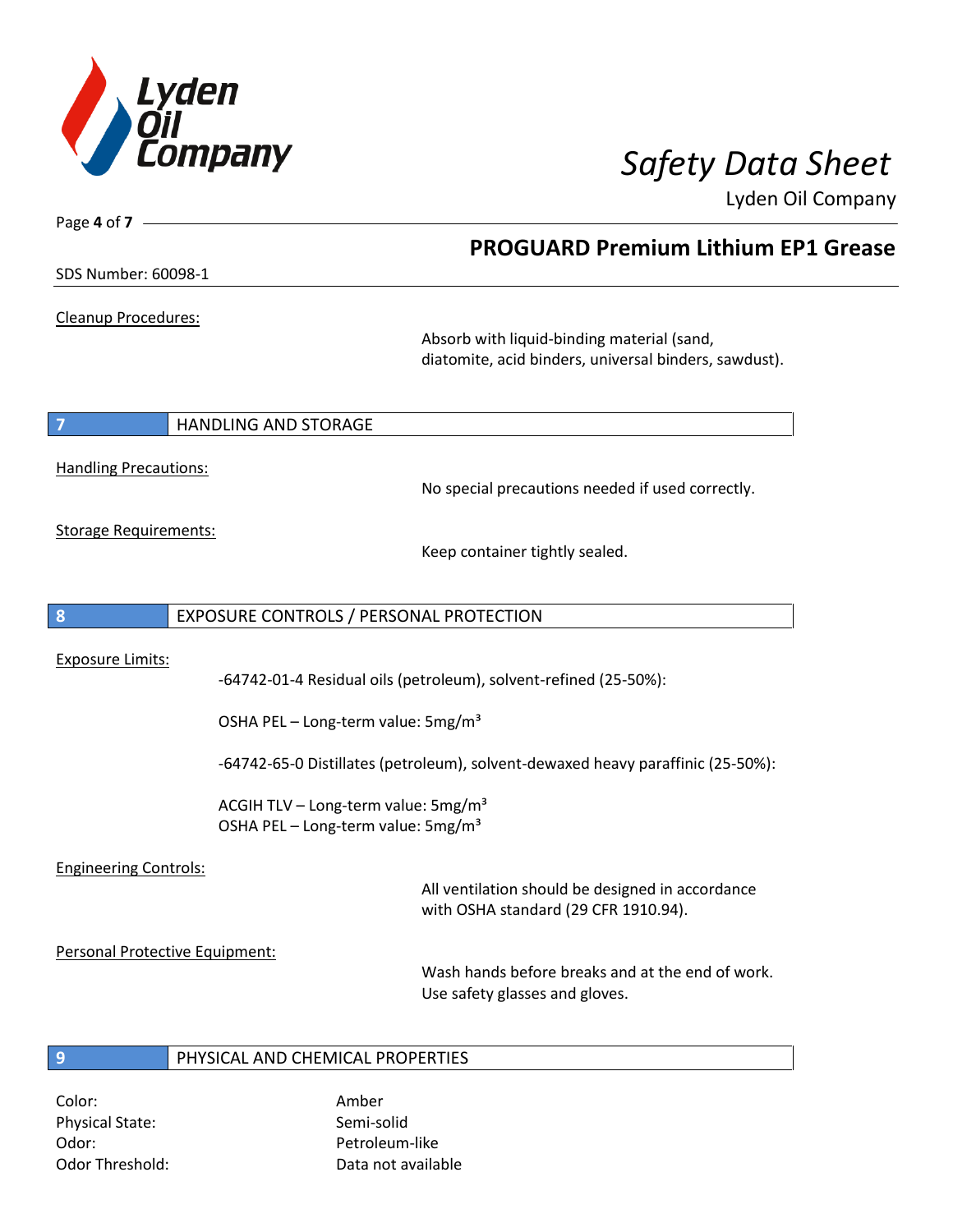Cleanup Procedures:

Absorb with liquid-binding material (sand, diatomite, acid binders, universal binders, sawdust).

## 7 HANDLING AND STORAGE

Handling Precautions:

No special precautions needed if used correctly.

Storage Requirements:

Keep container tightly sealed.

## 8 EXPOSURE CONTROLS / PERSONAL PROTECTION

Exposure Limits:

-64742-01-4 Residual oils (petroleum), solvent-refined (25-50%):

OSHA PEL – Long-term value: 5mg/m³

-64742-65-0 Distillates (petroleum), solvent-dewaxed heavy paraffinic (25-50%):

ACGIH TLV – Long-term value: 5mg/m³
OSHA PEL – Long-term value: 5mg/m³

Engineering Controls:

All ventilation should be designed in accordance with OSHA standard (29 CFR 1910.94).

Personal Protective Equipment:

Wash hands before breaks and at the end of work.
Use safety glasses and gloves.

## 9 PHYSICAL AND CHEMICAL PROPERTIES

Color: Amber
Physical State: Semi-solid
Odor: Petroleum-like
Odor Threshold: Data not available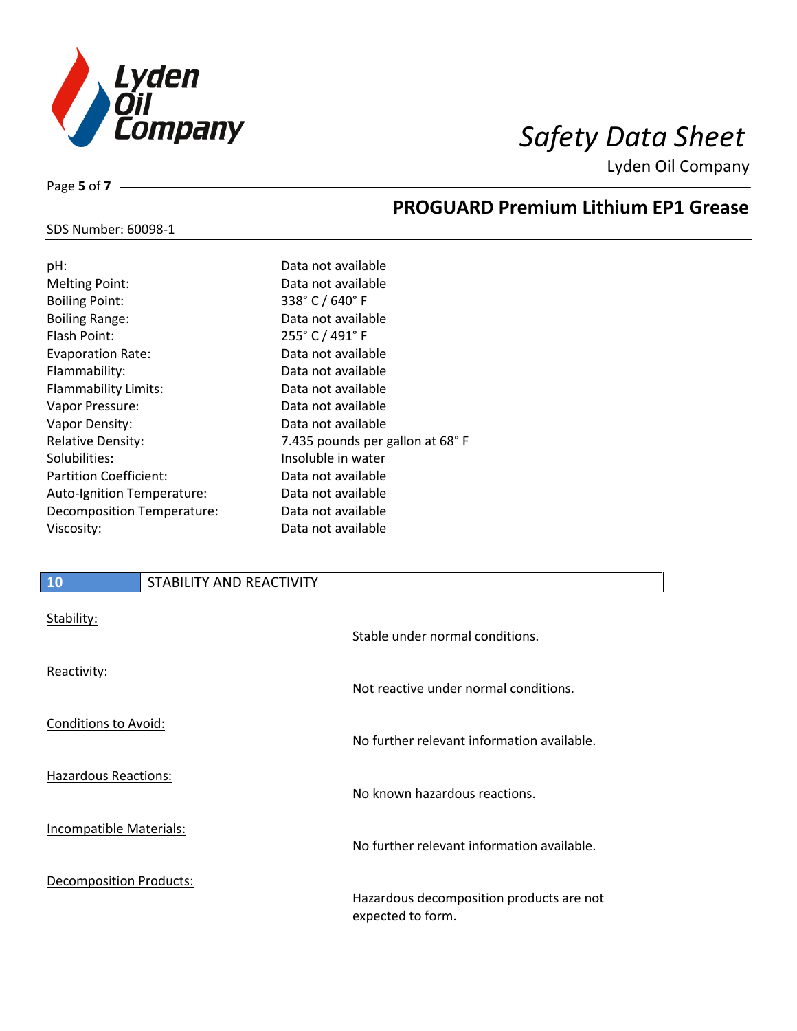## PROGUARD Premium Lithium EP1 Grease

SDS Number: 60098-1

| | |
|---|---|
| pH: | Data not available |
| Melting Point: | Data not available |
| Boiling Point: | 338° C / 640° F |
| Boiling Range: | Data not available |
| Flash Point: | 255° C / 491° F |
| Evaporation Rate: | Data not available |
| Flammability: | Data not available |
| Flammability Limits: | Data not available |
| Vapor Pressure: | Data not available |
| Vapor Density: | Data not available |
| Relative Density: | 7.435 pounds per gallon at 68° F |
| Solubilities: | Insoluble in water |
| Partition Coefficient: | Data not available |
| Auto-Ignition Temperature: | Data not available |
| Decomposition Temperature: | Data not available |
| Viscosity: | Data not available |

## 10 STABILITY AND REACTIVITY

Stability:

Stable under normal conditions.

Reactivity:

Not reactive under normal conditions.

Conditions to Avoid:

No further relevant information available.

Hazardous Reactions:

No known hazardous reactions.

Incompatible Materials:

No further relevant information available.

Decomposition Products:

Hazardous decomposition products are not expected to form.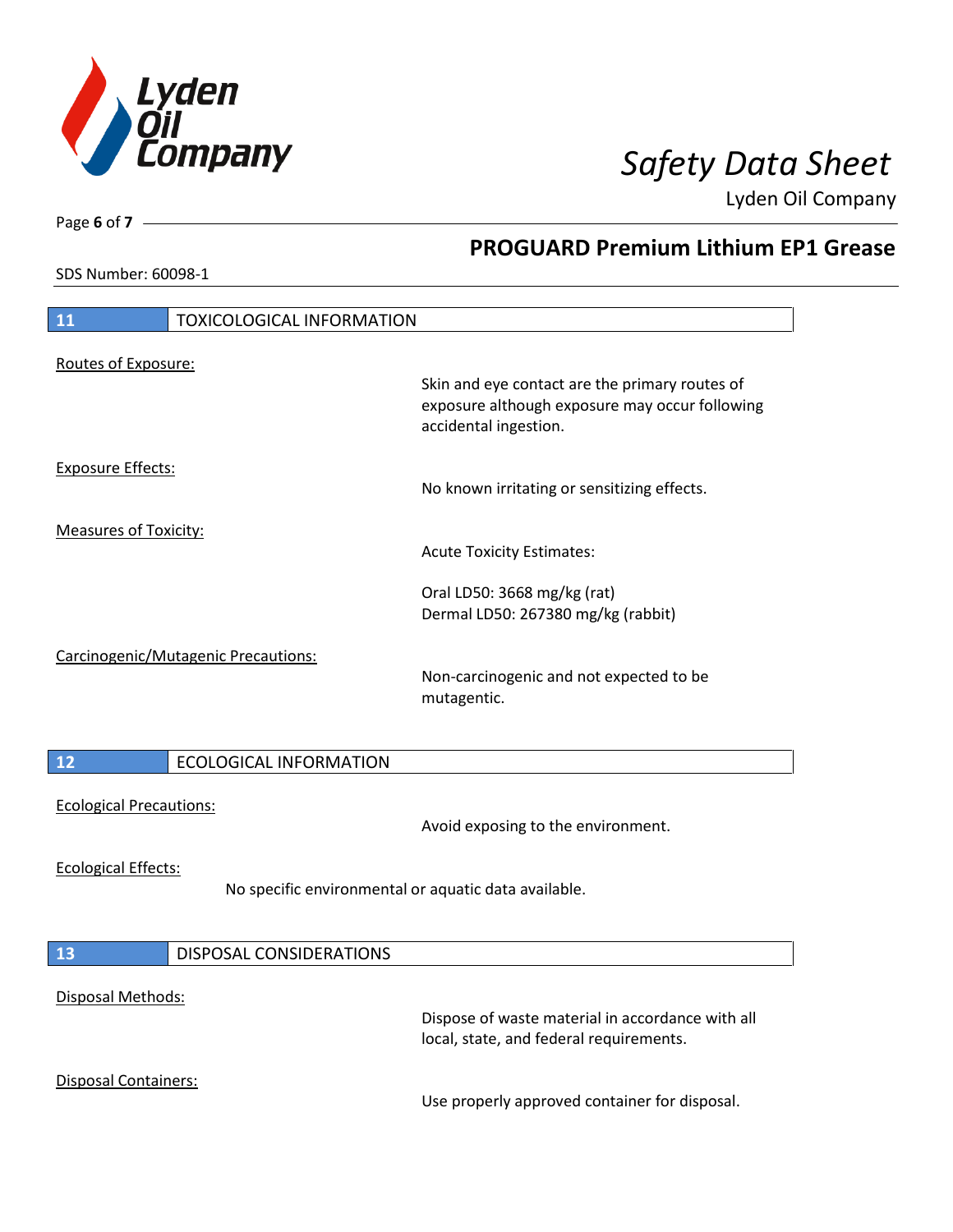## 11 TOXICOLOGICAL INFORMATION

Routes of Exposure:

Skin and eye contact are the primary routes of exposure although exposure may occur following accidental ingestion.

Exposure Effects:

No known irritating or sensitizing effects.

Measures of Toxicity:

Acute Toxicity Estimates:

Oral LD50: 3668 mg/kg (rat)
Dermal LD50: 267380 mg/kg (rabbit)

Carcinogenic/Mutagenic Precautions:

Non-carcinogenic and not expected to be mutagentic.

## 12 ECOLOGICAL INFORMATION

Ecological Precautions:

Avoid exposing to the environment.

Ecological Effects:

No specific environmental or aquatic data available.

## 13 DISPOSAL CONSIDERATIONS

Disposal Methods:

Dispose of waste material in accordance with all local, state, and federal requirements.

Disposal Containers:

Use properly approved container for disposal.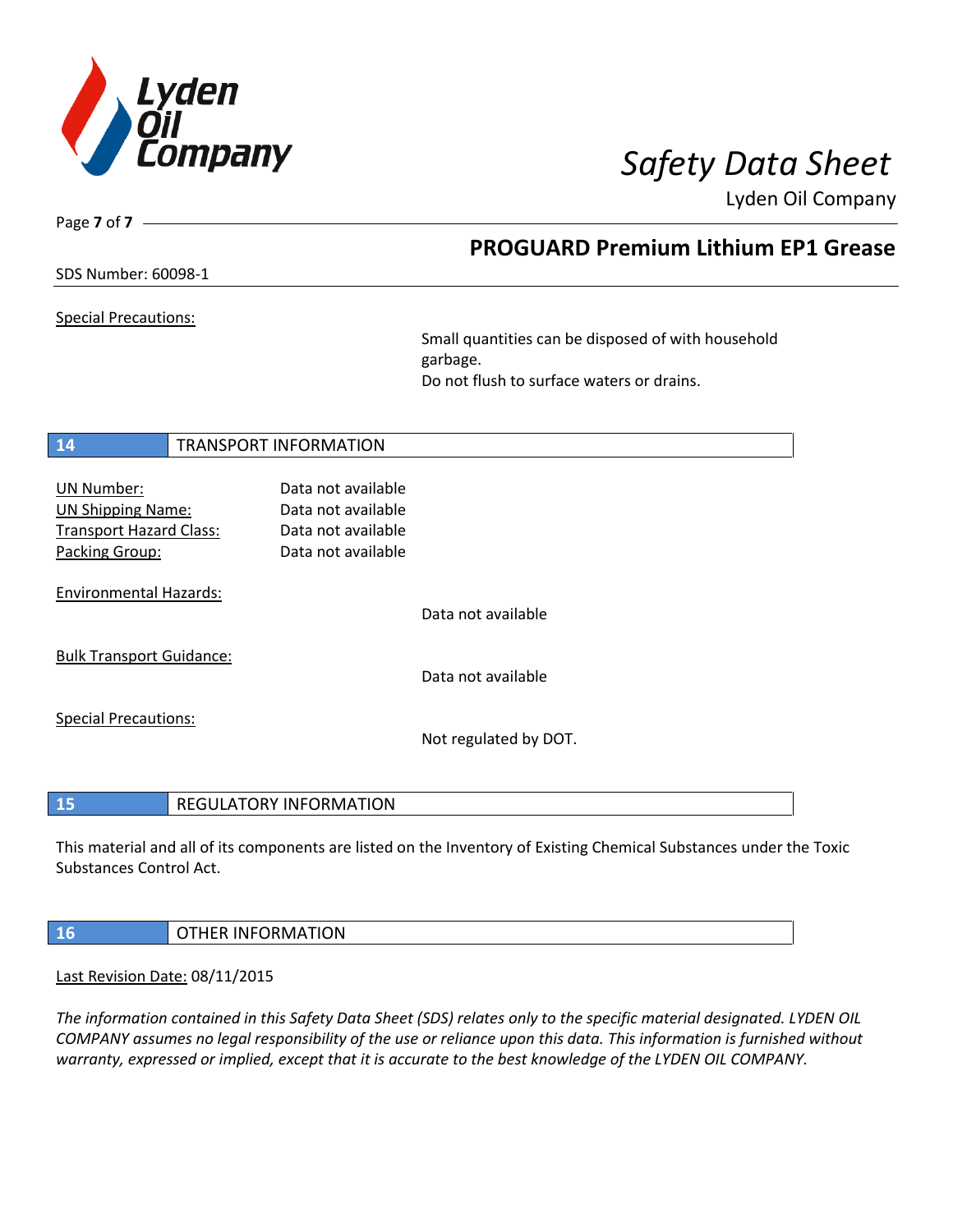Special Precautions:

Small quantities can be disposed of with household garbage.
Do not flush to surface waters or drains.

## 14 TRANSPORT INFORMATION

| | |
|---|---|
| UN Number: | Data not available |
| UN Shipping Name: | Data not available |
| Transport Hazard Class: | Data not available |
| Packing Group: | Data not available |

Environmental Hazards:

Data not available

Bulk Transport Guidance:

Data not available

Special Precautions:

Not regulated by DOT.

## 15 REGULATORY INFORMATION

This material and all of its components are listed on the Inventory of Existing Chemical Substances under the Toxic Substances Control Act.

## 16 OTHER INFORMATION

Last Revision Date: 08/11/2015

*The information contained in this Safety Data Sheet (SDS) relates only to the specific material designated. LYDEN OIL COMPANY assumes no legal responsibility of the use or reliance upon this data. This information is furnished without warranty, expressed or implied, except that it is accurate to the best knowledge of the LYDEN OIL COMPANY.*